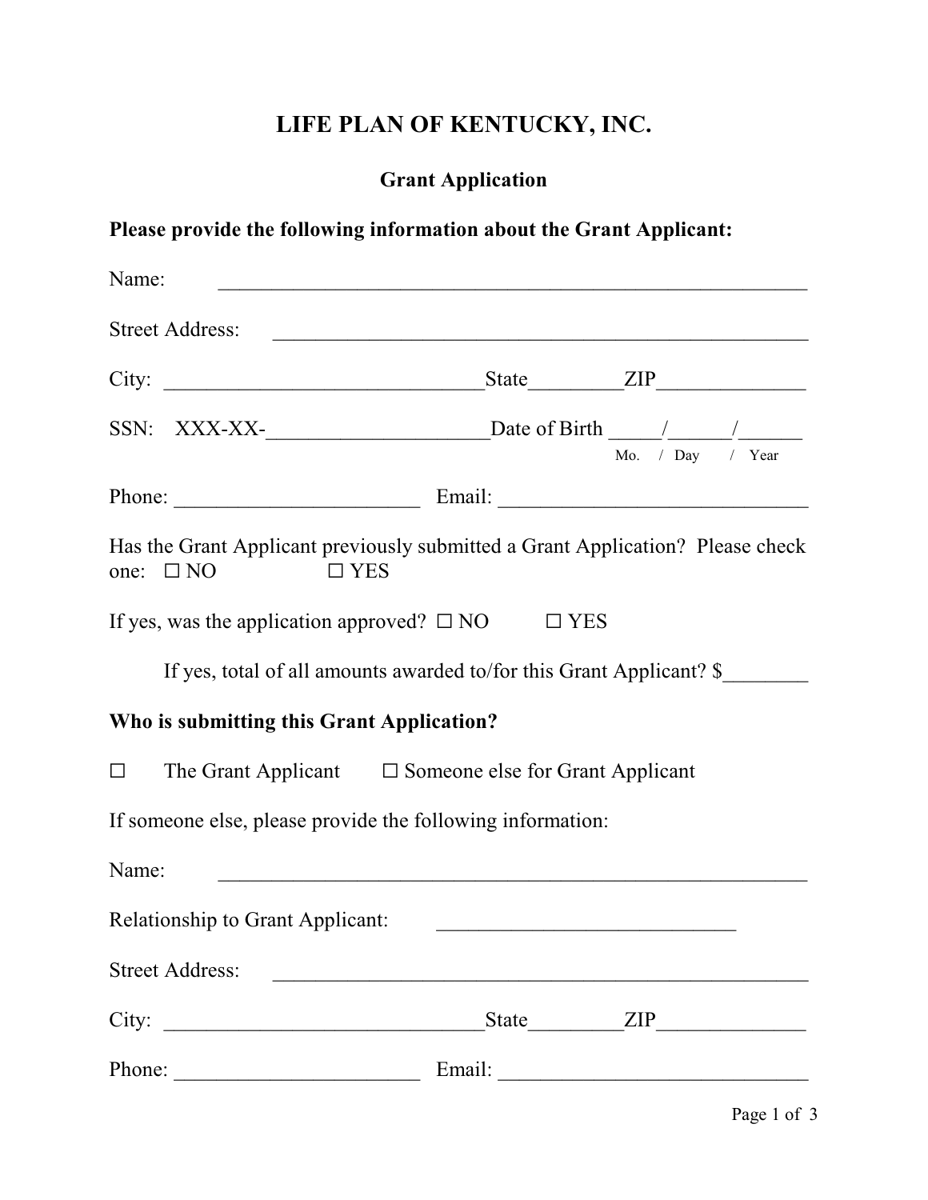# LIFE PLAN OF KENTUCKY, INC.

## Grant Application

**Please provide the following information about the Grant Applicant:**

Name: ______________________________________________________

Street Address: ________________________________________________

City: ______________________________State_________ZIP______________

SSN: XXX-XX-____________________Date of Birth _____/______/______
Mo. / Day / Year

Phone: _______________________ Email: _____________________________

Has the Grant Applicant previously submitted a Grant Application? Please check one: ☐ NO ☐ YES

If yes, was the application approved? ☐ NO ☐ YES

If yes, total of all amounts awarded to/for this Grant Applicant? $________

**Who is submitting this Grant Application?**

☐ The Grant Applicant ☐ Someone else for Grant Applicant

If someone else, please provide the following information:

Name: ______________________________________________________

Relationship to Grant Applicant: ____________________________

Street Address: ________________________________________________

City: ______________________________State_________ZIP______________

Phone: _______________________ Email: _____________________________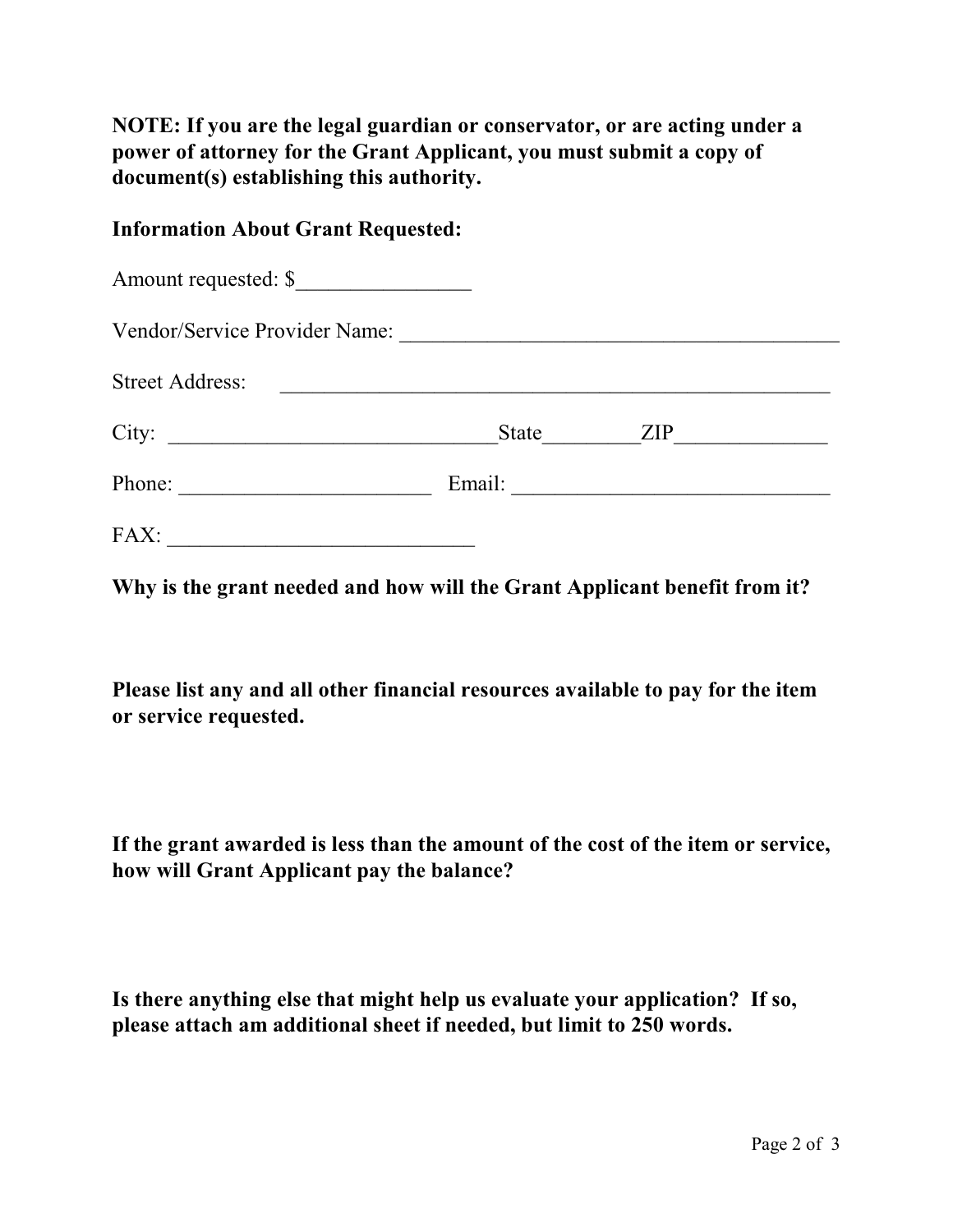**NOTE: If you are the legal guardian or conservator, or are acting under a power of attorney for the Grant Applicant, you must submit a copy of document(s) establishing this authority.**

**Information About Grant Requested:**

Amount requested: $________________

Vendor/Service Provider Name: _________________________________________

Street Address: ____________________________________________________

City: ______________________________State_________ZIP______________

Phone: _______________________ Email: _____________________________

FAX: ____________________________

**Why is the grant needed and how will the Grant Applicant benefit from it?**

**Please list any and all other financial resources available to pay for the item or service requested.**

**If the grant awarded is less than the amount of the cost of the item or service, how will Grant Applicant pay the balance?**

**Is there anything else that might help us evaluate your application? If so, please attach am additional sheet if needed, but limit to 250 words.**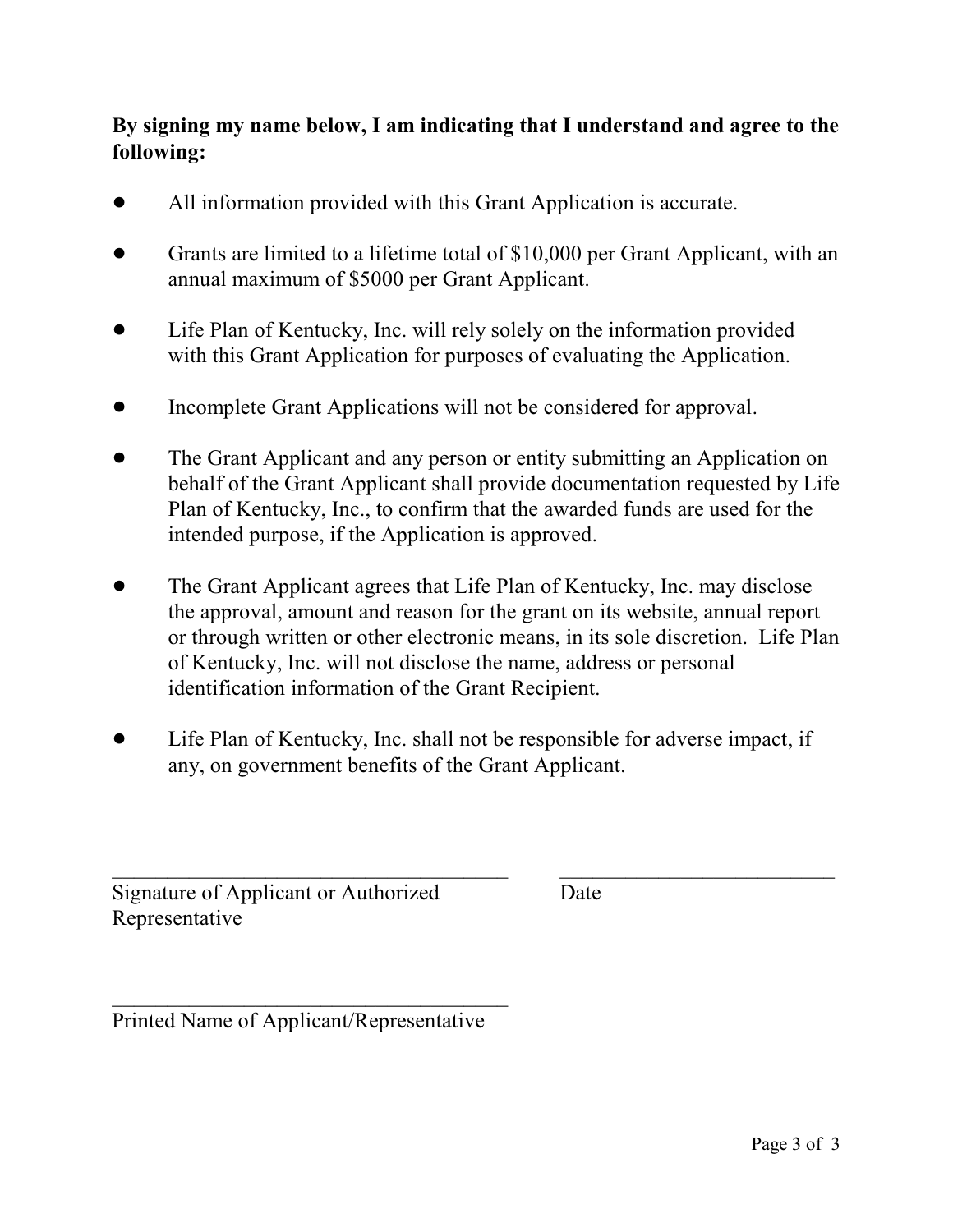**By signing my name below, I am indicating that I understand and agree to the following:**

- All information provided with this Grant Application is accurate.
- Grants are limited to a lifetime total of $10,000 per Grant Applicant, with an annual maximum of $5000 per Grant Applicant.
- Life Plan of Kentucky, Inc. will rely solely on the information provided with this Grant Application for purposes of evaluating the Application.
- Incomplete Grant Applications will not be considered for approval.
- The Grant Applicant and any person or entity submitting an Application on behalf of the Grant Applicant shall provide documentation requested by Life Plan of Kentucky, Inc., to confirm that the awarded funds are used for the intended purpose, if the Application is approved.
- The Grant Applicant agrees that Life Plan of Kentucky, Inc. may disclose the approval, amount and reason for the grant on its website, annual report or through written or other electronic means, in its sole discretion. Life Plan of Kentucky, Inc. will not disclose the name, address or personal identification information of the Grant Recipient.
- Life Plan of Kentucky, Inc. shall not be responsible for adverse impact, if any, on government benefits of the Grant Applicant.

\_\_\_\_\_\_\_\_\_\_\_\_\_\_\_\_\_\_\_\_\_\_\_\_\_\_\_\_\_\_\_\_\_\_\_\_\_\_ \_\_\_\_\_\_\_\_\_\_\_\_\_\_\_\_\_\_\_\_\_\_\_\_\_\_\_

Signature of Applicant or Authorized Representative | Date

\_\_\_\_\_\_\_\_\_\_\_\_\_\_\_\_\_\_\_\_\_\_\_\_\_\_\_\_\_\_\_\_\_\_\_\_\_\_

Printed Name of Applicant/Representative